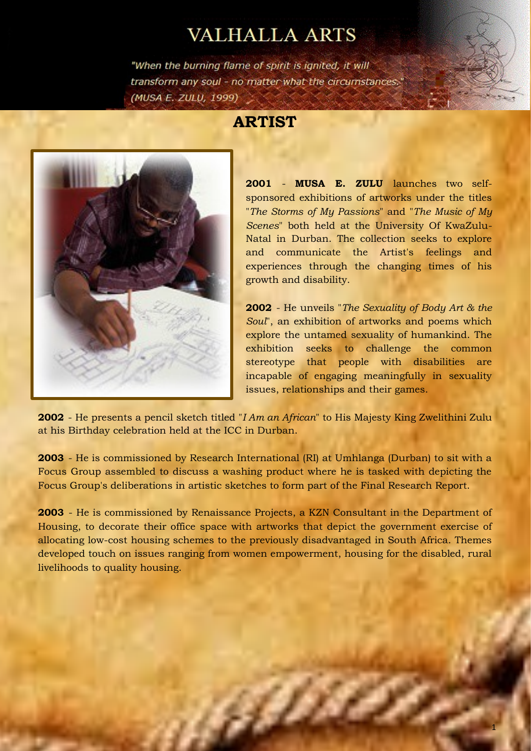# VALHALLA ARTS

*"When the burning flame of spirit is ignited, it will transform any soul - no matter what the circumstances."* *(MUSA E. ZULU, 1999)*

## ARTIST

**2001** - **MUSA E. ZULU** launches two self-sponsored exhibitions of artworks under the titles "*The Storms of My Passions*" and "*The Music of My Scenes*" both held at the University Of KwaZulu-Natal in Durban. The collection seeks to explore and communicate the Artist's feelings and experiences through the changing times of his growth and disability.

**2002** - He unveils "*The Sexuality of Body Art & the Soul*", an exhibition of artworks and poems which explore the untamed sexuality of humankind. The exhibition seeks to challenge the common stereotype that people with disabilities are incapable of engaging meaningfully in sexuality issues, relationships and their games.

**2002** - He presents a pencil sketch titled "*I Am an African*" to His Majesty King Zwelithini Zulu at his Birthday celebration held at the ICC in Durban.

**2003** - He is commissioned by Research International (RI) at Umhlanga (Durban) to sit with a Focus Group assembled to discuss a washing product where he is tasked with depicting the Focus Group's deliberations in artistic sketches to form part of the Final Research Report.

**2003** - He is commissioned by Renaissance Projects, a KZN Consultant in the Department of Housing, to decorate their office space with artworks that depict the government exercise of allocating low-cost housing schemes to the previously disadvantaged in South Africa. Themes developed touch on issues ranging from women empowerment, housing for the disabled, rural livelihoods to quality housing.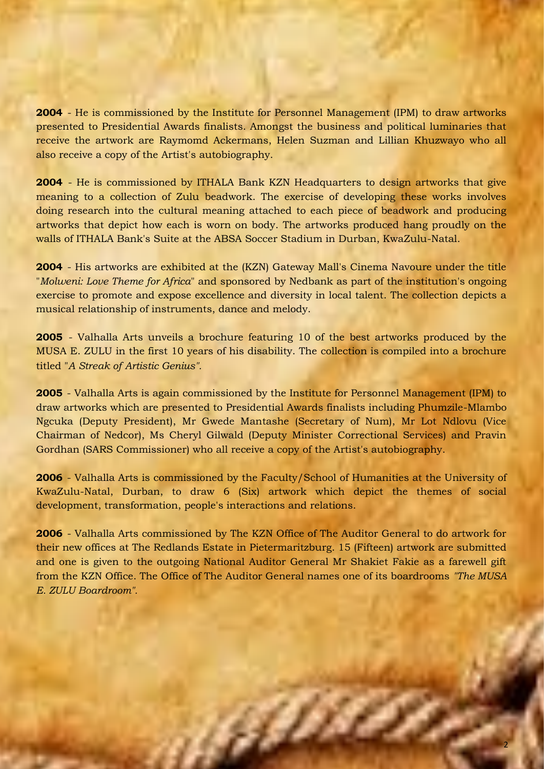**2004** - He is commissioned by the Institute for Personnel Management (IPM) to draw artworks presented to Presidential Awards finalists. Amongst the business and political luminaries that receive the artwork are Raymomd Ackermans, Helen Suzman and Lillian Khuzwayo who all also receive a copy of the Artist's autobiography.

**2004** - He is commissioned by ITHALA Bank KZN Headquarters to design artworks that give meaning to a collection of Zulu beadwork. The exercise of developing these works involves doing research into the cultural meaning attached to each piece of beadwork and producing artworks that depict how each is worn on body. The artworks produced hang proudly on the walls of ITHALA Bank's Suite at the ABSA Soccer Stadium in Durban, KwaZulu-Natal.

**2004** - His artworks are exhibited at the (KZN) Gateway Mall's Cinema Navoure under the title "*Molweni: Love Theme for Africa*" and sponsored by Nedbank as part of the institution's ongoing exercise to promote and expose excellence and diversity in local talent. The collection depicts a musical relationship of instruments, dance and melody.

**2005** - Valhalla Arts unveils a brochure featuring 10 of the best artworks produced by the MUSA E. ZULU in the first 10 years of his disability. The collection is compiled into a brochure titled "*A Streak of Artistic Genius"*.

**2005** - Valhalla Arts is again commissioned by the Institute for Personnel Management (IPM) to draw artworks which are presented to Presidential Awards finalists including Phumzile-Mlambo Ngcuka (Deputy President), Mr Gwede Mantashe (Secretary of Num), Mr Lot Ndlovu (Vice Chairman of Nedcor), Ms Cheryl Gilwald (Deputy Minister Correctional Services) and Pravin Gordhan (SARS Commissioner) who all receive a copy of the Artist's autobiography.

**2006** - Valhalla Arts is commissioned by the Faculty/School of Humanities at the University of KwaZulu-Natal, Durban, to draw 6 (Six) artwork which depict the themes of social development, transformation, people's interactions and relations.

**2006** - Valhalla Arts commissioned by The KZN Office of The Auditor General to do artwork for their new offices at The Redlands Estate in Pietermaritzburg. 15 (Fifteen) artwork are submitted and one is given to the outgoing National Auditor General Mr Shakiet Fakie as a farewell gift from the KZN Office. The Office of The Auditor General names one of its boardrooms *"The MUSA E. ZULU Boardroom"*.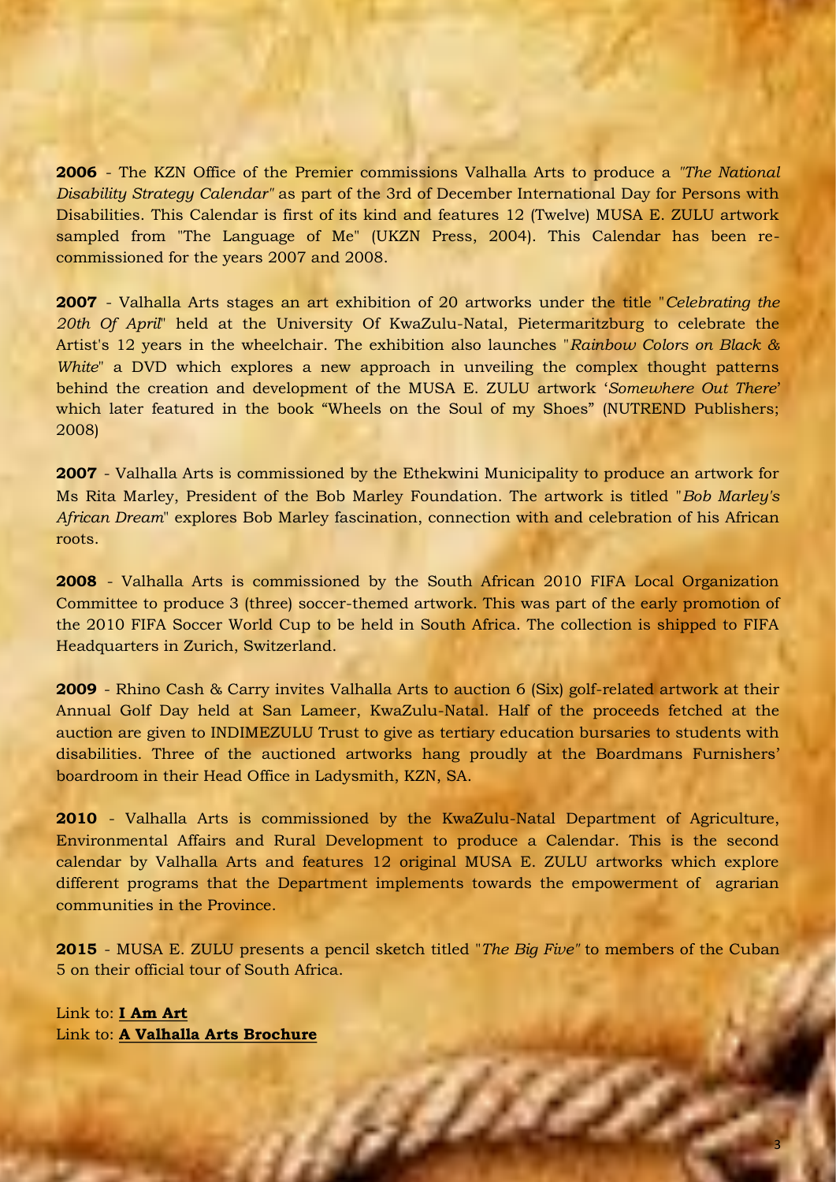**2006** - The KZN Office of the Premier commissions Valhalla Arts to produce a *"The National Disability Strategy Calendar"* as part of the 3rd of December International Day for Persons with Disabilities. This Calendar is first of its kind and features 12 (Twelve) MUSA E. ZULU artwork sampled from "The Language of Me" (UKZN Press, 2004). This Calendar has been re-commissioned for the years 2007 and 2008.

**2007** - Valhalla Arts stages an art exhibition of 20 artworks under the title "*Celebrating the 20th Of April*" held at the University Of KwaZulu-Natal, Pietermaritzburg to celebrate the Artist's 12 years in the wheelchair. The exhibition also launches "*Rainbow Colors on Black & White*" a DVD which explores a new approach in unveiling the complex thought patterns behind the creation and development of the MUSA E. ZULU artwork '*Somewhere Out There*' which later featured in the book "Wheels on the Soul of my Shoes" (NUTREND Publishers; 2008)

**2007** - Valhalla Arts is commissioned by the Ethekwini Municipality to produce an artwork for Ms Rita Marley, President of the Bob Marley Foundation. The artwork is titled "*Bob Marley's African Dream*" explores Bob Marley fascination, connection with and celebration of his African roots.

**2008** - Valhalla Arts is commissioned by the South African 2010 FIFA Local Organization Committee to produce 3 (three) soccer-themed artwork. This was part of the early promotion of the 2010 FIFA Soccer World Cup to be held in South Africa. The collection is shipped to FIFA Headquarters in Zurich, Switzerland.

**2009** - Rhino Cash & Carry invites Valhalla Arts to auction 6 (Six) golf-related artwork at their Annual Golf Day held at San Lameer, KwaZulu-Natal. Half of the proceeds fetched at the auction are given to INDIMEZULU Trust to give as tertiary education bursaries to students with disabilities. Three of the auctioned artworks hang proudly at the Boardmans Furnishers' boardroom in their Head Office in Ladysmith, KZN, SA.

**2010** - Valhalla Arts is commissioned by the KwaZulu-Natal Department of Agriculture, Environmental Affairs and Rural Development to produce a Calendar. This is the second calendar by Valhalla Arts and features 12 original MUSA E. ZULU artworks which explore different programs that the Department implements towards the empowerment of agrarian communities in the Province.

**2015** - MUSA E. ZULU presents a pencil sketch titled "*The Big Five"* to members of the Cuban 5 on their official tour of South Africa.

Link to: **I Am Art**
Link to: **A Valhalla Arts Brochure**